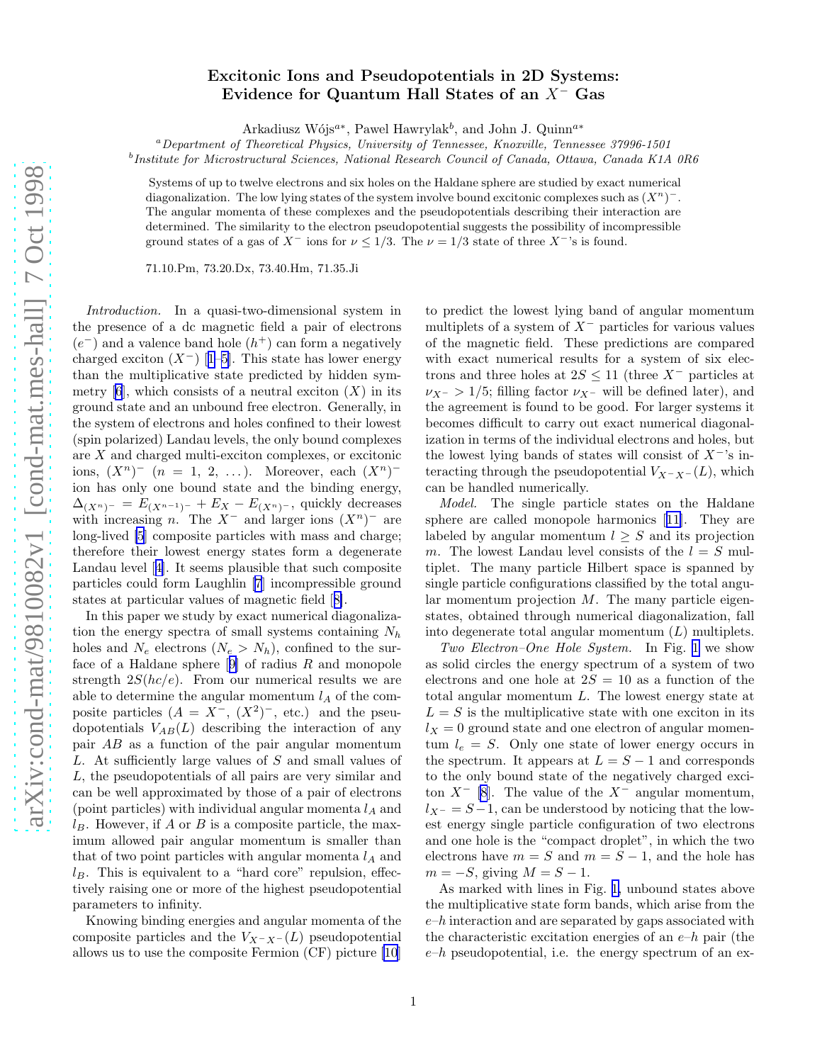# Excitonic Ions and Pseudopotentials in 2D Systems: Evidence for Quantum Hall States of an $X^-$ Gas

Arkadiusz Wójs[a*], Pawel Hawrylak[b], and John J. Quinn[a*]

[a]*Department of Theoretical Physics, University of Tennessee, Knoxville, Tennessee 37996-1501*
[b]*Institute for Microstructural Sciences, National Research Council of Canada, Ottawa, Canada K1A 0R6*

Systems of up to twelve electrons and six holes on the Haldane sphere are studied by exact numerical diagonalization. The low lying states of the system involve bound excitonic complexes such as $(X^n)^-$. The angular momenta of these complexes and the pseudopotentials describing their interaction are determined. The similarity to the electron pseudopotential suggests the possibility of incompressible ground states of a gas of $X^-$ ions for $\nu \le 1/3$. The $\nu = 1/3$ state of three $X^-$'s is found.

71.10.Pm, 73.20.Dx, 73.40.Hm, 71.35.Ji

*Introduction.* In a quasi-two-dimensional system in the presence of a dc magnetic field a pair of electrons ($e^-$) and a valence band hole ($h^+$) can form a negatively charged exciton ($X^-$) [1–5]. This state has lower energy than the multiplicative state predicted by hidden symmetry [6], which consists of a neutral exciton ($X$) in its ground state and an unbound free electron. Generally, in the system of electrons and holes confined to their lowest (spin polarized) Landau levels, the only bound complexes are $X$ and charged multi-exciton complexes, or excitonic ions, $(X^n)^-$ ($n = 1, 2, \ldots$). Moreover, each $(X^n)^-$ ion has only one bound state and the binding energy, $\Delta_{(X^n)^-} = E_{(X^{n-1})^-} + E_X - E_{(X^n)^-}$, quickly decreases with increasing $n$. The $X^-$ and larger ions $(X^n)^-$ are long-lived [5] composite particles with mass and charge; therefore their lowest energy states form a degenerate Landau level [4]. It seems plausible that such composite particles could form Laughlin [7] incompressible ground states at particular values of magnetic field [8].

In this paper we study by exact numerical diagonalization the energy spectra of small systems containing $N_h$ holes and $N_e$ electrons ($N_e > N_h$), confined to the surface of a Haldane sphere [9] of radius $R$ and monopole strength $2S(hc/e)$. From our numerical results we are able to determine the angular momentum $l_A$ of the composite particles ($A = X^-$, $(X^2)^-$, etc.) and the pseudopotentials $V_{AB}(L)$ describing the interaction of any pair $AB$ as a function of the pair angular momentum $L$. At sufficiently large values of $S$ and small values of $L$, the pseudopotentials of all pairs are very similar and can be well approximated by those of a pair of electrons (point particles) with individual angular momenta $l_A$ and $l_B$. However, if $A$ or $B$ is a composite particle, the maximum allowed pair angular momentum is smaller than that of two point particles with angular momenta $l_A$ and $l_B$. This is equivalent to a "hard core" repulsion, effectively raising one or more of the highest pseudopotential parameters to infinity.

Knowing binding energies and angular momenta of the composite particles and the $V_{X^-X^-}(L)$ pseudopotential allows us to use the composite Fermion (CF) picture [10] to predict the lowest lying band of angular momentum multiplets of a system of $X^-$ particles for various values of the magnetic field. These predictions are compared with exact numerical results for a system of six electrons and three holes at $2S \le 11$ (three $X^-$ particles at $\nu_{X^-} > 1/5$; filling factor $\nu_{X^-}$ will be defined later), and the agreement is found to be good. For larger systems it becomes difficult to carry out exact numerical diagonalization in terms of the individual electrons and holes, but the lowest lying bands of states will consist of $X^-$'s interacting through the pseudopotential $V_{X^-X^-}(L)$, which can be handled numerically.

*Model.* The single particle states on the Haldane sphere are called monopole harmonics [11]. They are labeled by angular momentum $l \ge S$ and its projection $m$. The lowest Landau level consists of the $l = S$ multiplet. The many particle Hilbert space is spanned by single particle configurations classified by the total angular momentum projection $M$. The many particle eigenstates, obtained through numerical diagonalization, fall into degenerate total angular momentum ($L$) multiplets.

*Two Electron–One Hole System.* In Fig. 1 we show as solid circles the energy spectrum of a system of two electrons and one hole at $2S = 10$ as a function of the total angular momentum $L$. The lowest energy state at $L = S$ is the multiplicative state with one exciton in its $l_X = 0$ ground state and one electron of angular momentum $l_e = S$. Only one state of lower energy occurs in the spectrum. It appears at $L = S - 1$ and corresponds to the only bound state of the negatively charged exciton $X^-$ [8]. The value of the $X^-$ angular momentum, $l_{X^-} = S - 1$, can be understood by noticing that the lowest energy single particle configuration of two electrons and one hole is the "compact droplet", in which the two electrons have $m = S$ and $m = S - 1$, and the hole has $m = -S$, giving $M = S - 1$.

As marked with lines in Fig. 1, unbound states above the multiplicative state form bands, which arise from the $e$–$h$ interaction and are separated by gaps associated with the characteristic excitation energies of an $e$–$h$ pair (the $e$–$h$ pseudopotential, i.e. the energy spectrum of an ex-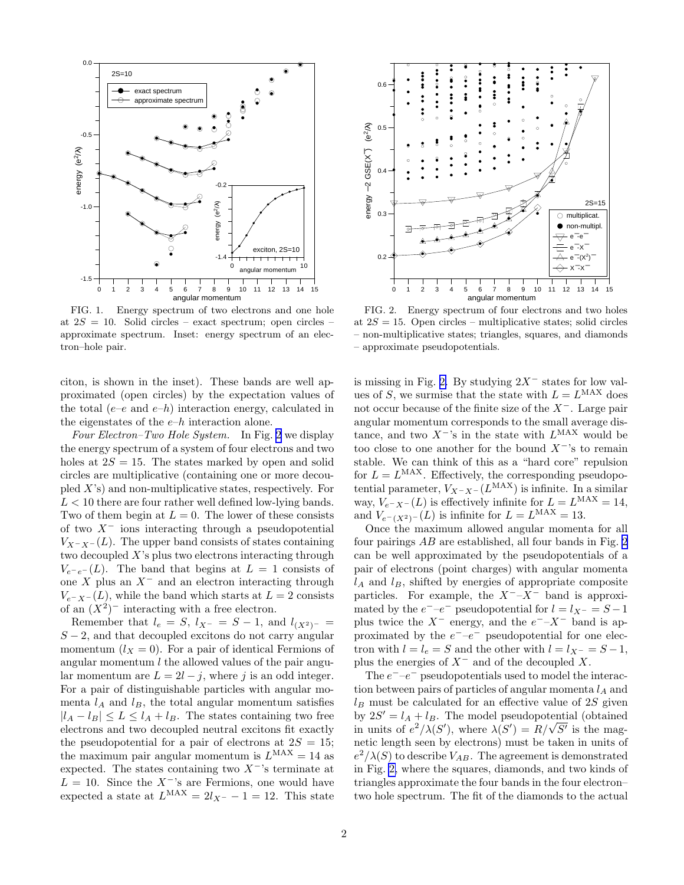FIG. 1. Energy spectrum of two electrons and one hole at $2S = 10$. Solid circles – exact spectrum; open circles – approximate spectrum. Inset: energy spectrum of an electron–hole pair.

FIG. 2. Energy spectrum of four electrons and two holes at $2S = 15$. Open circles – multiplicative states; solid circles – non-multiplicative states; triangles, squares, and diamonds – approximate pseudopotentials.

citon, is shown in the inset). These bands are well approximated (open circles) by the expectation values of the total ($e$–$e$ and $e$–$h$) interaction energy, calculated in the eigenstates of the $e$–$h$ interaction alone.

*Four Electron–Two Hole System.* In Fig. 2 we display the energy spectrum of a system of four electrons and two holes at $2S = 15$. The states marked by open and solid circles are multiplicative (containing one or more decoupled $X$'s) and non-multiplicative states, respectively. For $L < 10$ there are four rather well defined low-lying bands. Two of them begin at $L = 0$. The lower of these consists of two $X^-$ ions interacting through a pseudopotential $V_{X^-X^-}(L)$. The upper band consists of states containing two decoupled $X$'s plus two electrons interacting through $V_{e^-e^-}(L)$. The band that begins at $L = 1$ consists of one $X$ plus an $X^-$ and an electron interacting through $V_{e^-X^-}(L)$, while the band which starts at $L = 2$ consists of an $(X^2)^-$ interacting with a free electron.

Remember that $l_e = S$, $l_{X^-} = S - 1$, and $l_{(X^2)^-} = S - 2$, and that decoupled excitons do not carry angular momentum ($l_X = 0$). For a pair of identical Fermions of angular momentum $l$ the allowed values of the pair angular momentum are $L = 2l - j$, where $j$ is an odd integer. For a pair of distinguishable particles with angular momenta $l_A$ and $l_B$, the total angular momentum satisfies $|l_A - l_B| \le L \le l_A + l_B$. The states containing two free electrons and two decoupled neutral excitons fit exactly the pseudopotential for a pair of electrons at $2S = 15$; the maximum pair angular momentum is $L^{\text{MAX}} = 14$ as expected. The states containing two $X^-$'s terminate at $L = 10$. Since the $X^-$'s are Fermions, one would have expected a state at $L^{\text{MAX}} = 2l_{X^-} - 1 = 12$. This state is missing in Fig. 2. By studying $2X^-$ states for low values of $S$, we surmise that the state with $L = L^{\text{MAX}}$ does not occur because of the finite size of the $X^-$. Large pair angular momentum corresponds to the small average distance, and two $X^-$'s in the state with $L^{\text{MAX}}$ would be too close to one another for the bound $X^-$'s to remain stable. We can think of this as a "hard core" repulsion for $L = L^{\text{MAX}}$. Effectively, the corresponding pseudopotential parameter, $V_{X^-X^-}(L^{\text{MAX}})$ is infinite. In a similar way, $V_{e^-X^-}(L)$ is effectively infinite for $L = L^{\text{MAX}} = 14$, and $V_{e^-(X^2)^-}(L)$ is infinite for $L = L^{\text{MAX}} = 13$.

Once the maximum allowed angular momenta for all four pairings $AB$ are established, all four bands in Fig. 2 can be well approximated by the pseudopotentials of a pair of electrons (point charges) with angular momenta $l_A$ and $l_B$, shifted by energies of appropriate composite particles. For example, the $X^-$–$X^-$ band is approximated by the $e^-$–$e^-$ pseudopotential for $l = l_{X^-} = S - 1$ plus twice the $X^-$ energy, and the $e^-$–$X^-$ band is approximated by the $e^-$–$e^-$ pseudopotential for one electron with $l = l_e = S$ and the other with $l = l_{X^-} = S - 1$, plus the energies of $X^-$ and of the decoupled $X$.

The $e^-$–$e^-$ pseudopotentials used to model the interaction between pairs of particles of angular momenta $l_A$ and $l_B$ must be calculated for an effective value of $2S$ given by $2S' = l_A + l_B$. The model pseudopotential (obtained in units of $e^2/\lambda(S')$, where $\lambda(S') = R/\sqrt{S'}$ is the magnetic length seen by electrons) must be taken in units of $e^2/\lambda(S)$ to describe $V_{AB}$. The agreement is demonstrated in Fig. 2, where the squares, diamonds, and two kinds of triangles approximate the four bands in the four electron–two hole spectrum. The fit of the diamonds to the actual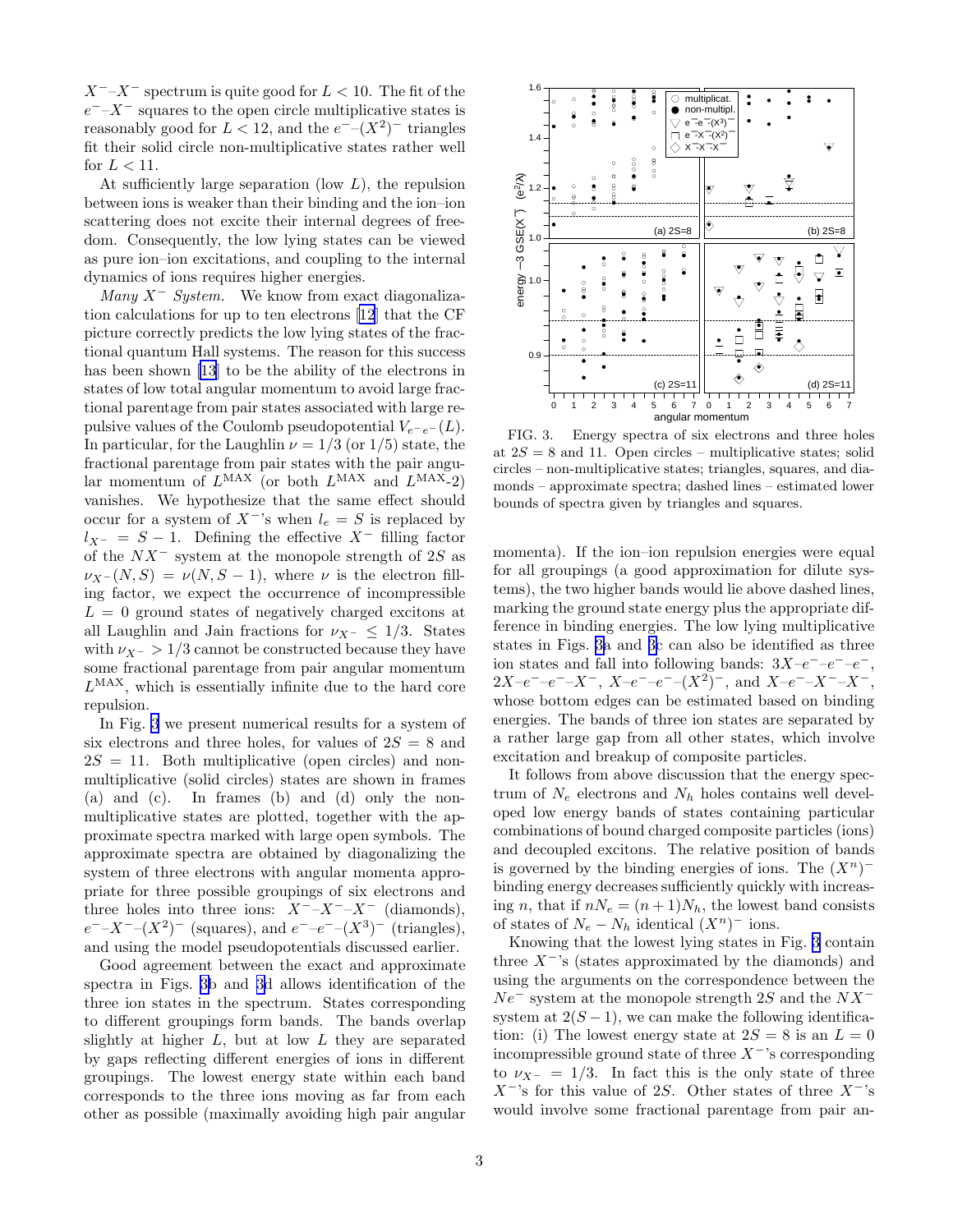$X^-$–$X^-$ spectrum is quite good for $L < 10$. The fit of the $e^-$–$X^-$ squares to the open circle multiplicative states is reasonably good for $L < 12$, and the $e^-$–$(X^2)^-$ triangles fit their solid circle non-multiplicative states rather well for $L < 11$.

At sufficiently large separation (low $L$), the repulsion between ions is weaker than their binding and the ion–ion scattering does not excite their internal degrees of freedom. Consequently, the low lying states can be viewed as pure ion–ion excitations, and coupling to the internal dynamics of ions requires higher energies.

*Many $X^-$ System.* We know from exact diagonalization calculations for up to ten electrons [12] that the CF picture correctly predicts the low lying states of the fractional quantum Hall systems. The reason for this success has been shown [13] to be the ability of the electrons in states of low total angular momentum to avoid large fractional parentage from pair states associated with large repulsive values of the Coulomb pseudopotential $V_{e^-e^-}(L)$. In particular, for the Laughlin $\nu = 1/3$ (or $1/5$) state, the fractional parentage from pair states with the pair angular momentum of $L^{\rm MAX}$ (or both $L^{\rm MAX}$ and $L^{\rm MAX}$-2) vanishes. We hypothesize that the same effect should occur for a system of $X^-$'s when $l_e = S$ is replaced by $l_{X^-} = S - 1$. Defining the effective $X^-$ filling factor of the $NX^-$ system at the monopole strength of $2S$ as $\nu_{X^-}(N, S) = \nu(N, S - 1)$, where $\nu$ is the electron filling factor, we expect the occurrence of incompressible $L = 0$ ground states of negatively charged excitons at all Laughlin and Jain fractions for $\nu_{X^-} \leq 1/3$. States with $\nu_{X^-} > 1/3$ cannot be constructed because they have some fractional parentage from pair angular momentum $L^{\rm MAX}$, which is essentially infinite due to the hard core repulsion.

In Fig. 3 we present numerical results for a system of six electrons and three holes, for values of $2S = 8$ and $2S = 11$. Both multiplicative (open circles) and non-multiplicative (solid circles) states are shown in frames (a) and (c). In frames (b) and (d) only the non-multiplicative states are plotted, together with the approximate spectra marked with large open symbols. The approximate spectra are obtained by diagonalizing the system of three electrons with angular momenta appropriate for three possible groupings of six electrons and three holes into three ions: $X^-$–$X^-$–$X^-$ (diamonds), $e^-$–$X^-$–$(X^2)^-$ (squares), and $e^-$–$e^-$–$(X^3)^-$ (triangles), and using the model pseudopotentials discussed earlier.

Good agreement between the exact and approximate spectra in Figs. 3b and 3d allows identification of the three ion states in the spectrum. States corresponding to different groupings form bands. The bands overlap slightly at higher $L$, but at low $L$ they are separated by gaps reflecting different energies of ions in different groupings. The lowest energy state within each band corresponds to the three ions moving as far from each other as possible (maximally avoiding high pair angular momenta). If the ion–ion repulsion energies were equal for all groupings (a good approximation for dilute systems), the two higher bands would lie above dashed lines, marking the ground state energy plus the appropriate difference in binding energies. The low lying multiplicative states in Figs. 3a and 3c can also be identified as three ion states and fall into following bands: $3X$–$e^-$–$e^-$–$e^-$, $2X$–$e^-$–$e^-$–$X^-$, $X$–$e^-$–$e^-$–$(X^2)^-$, and $X$–$e^-$–$X^-$–$X^-$, whose bottom edges can be estimated based on binding energies. The bands of three ion states are separated by a rather large gap from all other states, which involve excitation and breakup of composite particles.

FIG. 3. Energy spectra of six electrons and three holes at $2S = 8$ and 11. Open circles – multiplicative states; solid circles – non-multiplicative states; triangles, squares, and diamonds – approximate spectra; dashed lines – estimated lower bounds of spectra given by triangles and squares.

It follows from above discussion that the energy spectrum of $N_e$ electrons and $N_h$ holes contains well developed low energy bands of states containing particular combinations of bound charged composite particles (ions) and decoupled excitons. The relative position of bands is governed by the binding energies of ions. The $(X^n)^-$ binding energy decreases sufficiently quickly with increasing $n$, that if $nN_e = (n+1)N_h$, the lowest band consists of states of $N_e - N_h$ identical $(X^n)^-$ ions.

Knowing that the lowest lying states in Fig. 3 contain three $X^-$'s (states approximated by the diamonds) and using the arguments on the correspondence between the $Ne^-$ system at the monopole strength $2S$ and the $NX^-$ system at $2(S-1)$, we can make the following identification: (i) The lowest energy state at $2S = 8$ is an $L = 0$ incompressible ground state of three $X^-$'s corresponding to $\nu_{X^-} = 1/3$. In fact this is the only state of three $X^-$'s for this value of $2S$. Other states of three $X^-$'s would involve some fractional parentage from pair an-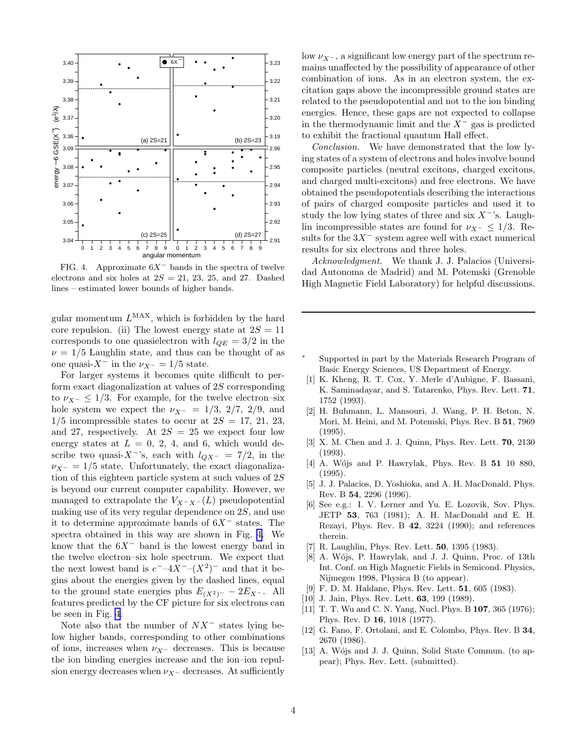3.40
3.39
3.38
3.37
3.36
3.09
3.08
3.07
3.06
3.05
3.04

3.23
3.22
3.21
3.20
3.19
2.96
2.95
2.94
2.93
2.92
2.91

● 6X⁻

(a) 2S=21
(b) 2S=23
(c) 2S=25
(d) 2S=27

energy −6 GSE(X⁻) (e²/λ)

0 1 2 3 4 5 6 7 8 9 0 1 2 3 4 5 6 7 8 9

angular momentum

FIG. 4. Approximate $6X^-$ bands in the spectra of twelve electrons and six holes at $2S = 21$, 23, 25, and 27. Dashed lines – estimated lower bounds of higher bands.

gular momentum $L^{\rm MAX}$, which is forbidden by the hard core repulsion. (ii) The lowest energy state at $2S = 11$ corresponds to one quasielectron with $l_{QE} = 3/2$ in the $\nu = 1/5$ Laughlin state, and thus can be thought of as one quasi-$X^-$ in the $\nu_{X^-} = 1/5$ state.

For larger systems it becomes quite difficult to perform exact diagonalization at values of $2S$ corresponding to $\nu_{X^-} \le 1/3$. For example, for the twelve electron–six hole system we expect the $\nu_{X^-} = 1/3$, 2/7, 2/9, and 1/5 incompressible states to occur at $2S = 17$, 21, 23, and 27, respectively. At $2S = 25$ we expect four low energy states at $L = 0$, 2, 4, and 6, which would describe two quasi-$X^-$'s, each with $l_{QX^-} = 7/2$, in the $\nu_{X^-} = 1/5$ state. Unfortunately, the exact diagonalization of this eighteen particle system at such values of $2S$ is beyond our current computer capability. However, we managed to extrapolate the $V_{X^-X^-}(L)$ pseudopotential making use of its very regular dependence on $2S$, and use it to determine approximate bands of $6X^-$ states. The spectra obtained in this way are shown in Fig. 4. We know that the $6X^-$ band is the lowest energy band in the twelve electron–six hole spectrum. We expect that the next lowest band is $e^-$–$4X^-$–$(X^2)^-$ and that it begins about the energies given by the dashed lines, equal to the ground state energies plus $E_{(X^2)^-} - 2E_{X^-}$. All features predicted by the CF picture for six electrons can be seen in Fig. 4.

Note also that the number of $NX^-$ states lying below higher bands, corresponding to other combinations of ions, increases when $\nu_{X^-}$ decreases. This is because the ion binding energies increase and the ion–ion repulsion energy decreases when $\nu_{X^-}$ decreases. At sufficiently low $\nu_{X^-}$, a significant low energy part of the spectrum remains unaffected by the possibility of appearance of other combination of ions. As in an electron system, the excitation gaps above the incompressible ground states are related to the pseudopotential and not to the ion binding energies. Hence, these gaps are not expected to collapse in the thermodynamic limit and the $X^-$ gas is predicted to exhibit the fractional quantum Hall effect.

*Conclusion.* We have demonstrated that the low lying states of a system of electrons and holes involve bound composite particles (neutral excitons, charged excitons, and charged multi-excitons) and free electrons. We have obtained the pseudopotentials describing the interactions of pairs of charged composite particles and used it to study the low lying states of three and six $X^-$'s. Laughlin incompressible states are found for $\nu_{X^-} \le 1/3$. Results for the $3X^-$ system agree well with exact numerical results for six electrons and three holes.

*Acknowledgment.* We thank J. J. Palacios (Universidad Autonoma de Madrid) and M. Potemski (Grenoble High Magnetic Field Laboratory) for helpful discussions.

---

[*] Supported in part by the Materials Research Program of Basic Energy Sciences, US Department of Energy.

[1] K. Kheng, R. T. Cox, Y. Merle d'Aubigne, F. Bassani, K. Saminadayar, and S. Tatarenko, Phys. Rev. Lett. **71**, 1752 (1993).

[2] H. Buhmann, L. Mansouri, J. Wang, P. H. Beton, N. Mori, M. Heini, and M. Potemski, Phys. Rev. B **51**, 7969 (1995).

[3] X. M. Chen and J. J. Quinn, Phys. Rev. Lett. **70**, 2130 (1993).

[4] A. Wójs and P. Hawrylak, Phys. Rev. B **51** 10 880, (1995).

[5] J. J. Palacios, D. Yoshioka, and A. H. MacDonald, Phys. Rev. B **54**, 2296 (1996).

[6] See e.g.: I. V. Lerner and Yu. E. Lozovik, Sov. Phys. JETP **53**, 763 (1981); A. H. MacDonald and E. H. Rezayi, Phys. Rev. B **42**, 3224 (1990); and references therein.

[7] R. Laughlin, Phys. Rev. Lett. **50**, 1395 (1983).

[8] A. Wójs, P. Hawrylak, and J. J. Quinn, Proc. of 13th Int. Conf. on High Magnetic Fields in Semicond. Physics, Nijmegen 1998, Physica B (to appear).

[9] F. D. M. Haldane, Phys. Rev. Lett. **51**, 605 (1983).

[10] J. Jain, Phys. Rev. Lett. **63**, 199 (1989).

[11] T. T. Wu and C. N. Yang, Nucl. Phys. B **107**, 365 (1976); Phys. Rev. D **16**, 1018 (1977).

[12] G. Fano, F. Ortolani, and E. Colombo, Phys. Rev. B **34**, 2670 (1986).

[13] A. Wójs and J. J. Quinn, Solid State Commun. (to appear); Phys. Rev. Lett. (submitted).